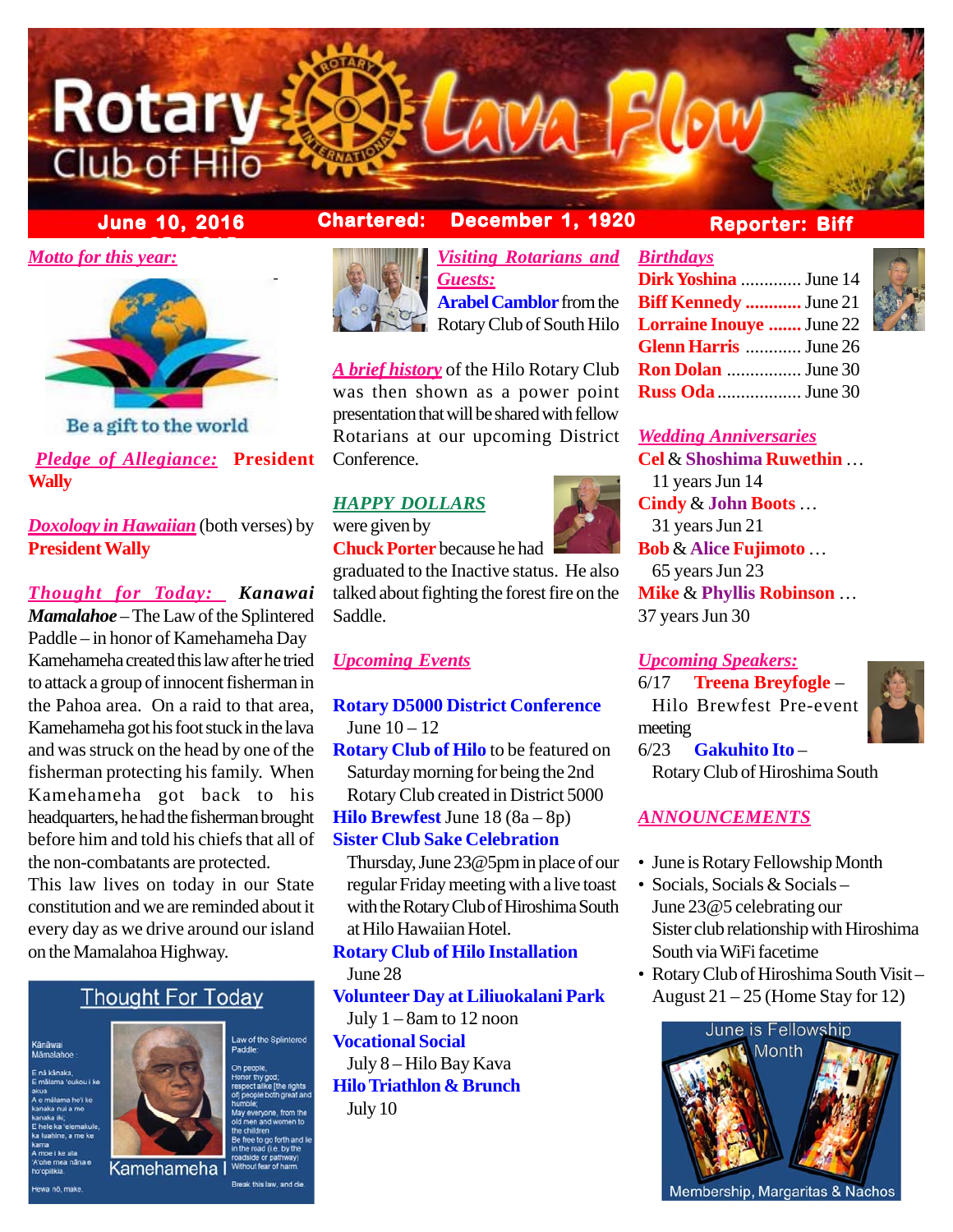# Rotary Club of Hilo — Lava Flow

**June 10, 2016** | **Chartered: December 1, 1920** | **Reporter: Biff**

***Motto for this year:***

Be a gift to the world

***Pledge of Allegiance:*** **President Wally**

***Doxology in Hawaiian*** (both verses) by **President Wally**

***Thought for Today:*** ***Kanawai Mamalahoe*** – The Law of the Splintered Paddle – in honor of Kamehameha Day

Kamehameha created this law after he tried to attack a group of innocent fisherman in the Pahoa area. On a raid to that area, Kamehameha got his foot stuck in the lava and was struck on the head by one of the fisherman protecting his family. When Kamehameha got back to his headquarters, he had the fisherman brought before him and told his chiefs that all of the non-combatants are protected.

This law lives on today in our State constitution and we are reminded about it every day as we drive around our island on the Mamalahoa Highway.

Thought For Today

Kānāwai Māmalahoe:

E nā kānaka,
E mālama ʻoukou i ke akua
A e mālama hoʻi ke kanaka nui a me kanaka iki;
E hele ka ʻelemakule, ka luahine, a me ke kama
A moe i ke ala
ʻAʻohe mea nāna e hoʻopilikia.
Hewa nō, make.

Law of the Splintered Paddle:

Oh people,
Honor thy god;
respect alike [the rights of] people both great and humble;
May everyone, from the old men and women to the children
Be free to go forth and lie in the road (i.e. by the roadside or pathway)
Without fear of harm.
Break this law, and die.

Kamehameha I

***Visiting Rotarians and Guests:***

**Arabel Camblor** from the Rotary Club of South Hilo

***A brief history*** of the Hilo Rotary Club was then shown as a power point presentation that will be shared with fellow Rotarians at our upcoming District Conference.

***HAPPY DOLLARS***

were given by **Chuck Porter** because he had graduated to the Inactive status. He also talked about fighting the forest fire on the Saddle.

***Upcoming Events***

**Rotary D5000 District Conference**
June 10 – 12

**Rotary Club of Hilo** to be featured on Saturday morning for being the 2nd Rotary Club created in District 5000

**Hilo Brewfest** June 18 (8a – 8p)

**Sister Club Sake Celebration**
Thursday, June 23@5pm in place of our regular Friday meeting with a live toast with the Rotary Club of Hiroshima South at Hilo Hawaiian Hotel.

**Rotary Club of Hilo Installation**
June 28

**Volunteer Day at Liliuokalani Park**
July 1 – 8am to 12 noon

**Vocational Social**
July 8 – Hilo Bay Kava

**Hilo Triathlon & Brunch**
July 10

***Birthdays***

**Dirk Yoshina** ............. June 14
**Biff Kennedy** ............ June 21
**Lorraine Inouye** ....... June 22
**Glenn Harris** ............ June 26
**Ron Dolan** ................ June 30
**Russ Oda** .................. June 30

***Wedding Anniversaries***

**Cel** & **Shoshima Ruwethin** … 11 years Jun 14
**Cindy** & **John Boots** … 31 years Jun 21
**Bob** & **Alice Fujimoto** … 65 years Jun 23
**Mike** & **Phyllis Robinson** … 37 years Jun 30

***Upcoming Speakers:***

6/17 **Treena Breyfogle** – Hilo Brewfest Pre-event meeting
6/23 **Gakuhito Ito** – Rotary Club of Hiroshima South

***ANNOUNCEMENTS***

- June is Rotary Fellowship Month
- Socials, Socials & Socials – June 23@5 celebrating our Sister club relationship with Hiroshima South via WiFi facetime
- Rotary Club of Hiroshima South Visit – August 21 – 25 (Home Stay for 12)

June is Fellowship Month

Membership, Margaritas & Nachos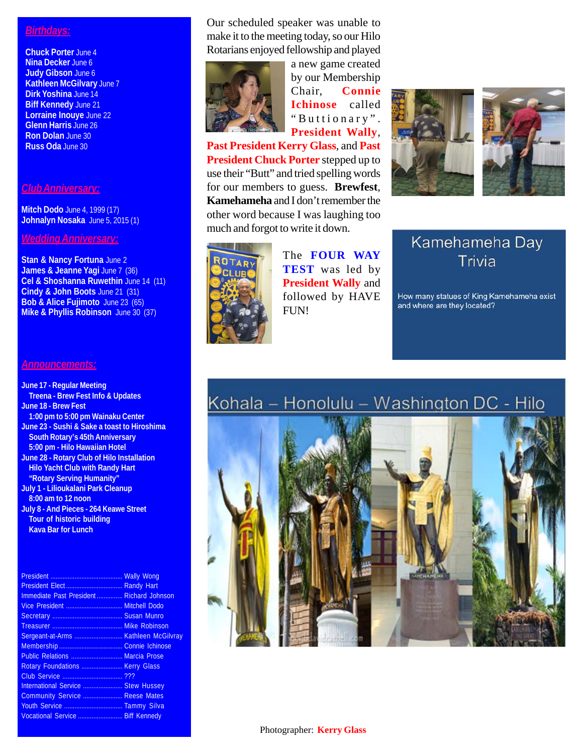## Birthdays:

**Chuck Porter** June 4
**Nina Decker** June 6
**Judy Gibson** June 6
**Kathleen McGilvary** June 7
**Dirk Yoshina** June 14
**Biff Kennedy** June 21
**Lorraine Inouye** June 22
**Glenn Harris** June 26
**Ron Dolan** June 30
**Russ Oda** June 30

## Club Anniversary:

**Mitch Dodo** June 4, 1999 (17)
**Johnalyn Nosaka** June 5, 2015 (1)

## Wedding Anniversary:

**Stan & Nancy Fortuna** June 2
**James & Jeanne Yagi** June 7 (36)
**Cel & Shoshanna Ruwethin** June 14 (11)
**Cindy & John Boots** June 21 (31)
**Bob & Alice Fujimoto** June 23 (65)
**Mike & Phyllis Robinson** June 30 (37)

## Announcements:

**June 17 - Regular Meeting**
**Treena - Brew Fest Info & Updates**
**June 18 - Brew Fest**
**1:00 pm to 5:00 pm Wainaku Center**
**June 23 - Sushi & Sake a toast to Hiroshima**
**South Rotary's 45th Anniversary**
**5:00 pm - Hilo Hawaiian Hotel**
**June 28 - Rotary Club of Hilo Installation**
**Hilo Yacht Club with Randy Hart**
**"Rotary Serving Humanity"**
**July 1 - Lilioukalani Park Cleanup**
**8:00 am to 12 noon**
**July 8 - And Pieces - 264 Keawe Street**
**Tour of historic building**
**Kava Bar for Lunch**

| | |
|---|---|
| President | Wally Wong |
| President Elect | Randy Hart |
| Immediate Past President | Richard Johnson |
| Vice President | Mitchell Dodo |
| Secretary | Susan Munro |
| Treasurer | Mike Robinson |
| Sergeant-at-Arms | Kathleen McGilvray |
| Membership | Connie Ichinose |
| Public Relations | Marcia Prose |
| Rotary Foundations | Kerry Glass |
| Club Service | ??? |
| International Service | Stew Hussey |
| Community Service | Reese Mates |
| Youth Service | Tammy Silva |
| Vocational Service | Biff Kennedy |

Our scheduled speaker was unable to make it to the meeting today, so our Hilo Rotarians enjoyed fellowship and played a new game created by our Membership Chair, **Connie Ichinose** called "Buttionary". **President Wally**, **Past President Kerry Glass**, and **Past President Chuck Porter** stepped up to use their "Butt" and tried spelling words for our members to guess. **Brewfest**, **Kamehameha** and I don't remember the other word because I was laughing too much and forgot to write it down.

The **FOUR WAY TEST** was led by **President Wally** and followed by HAVE FUN!

Kamehameha Day Trivia

How many statues of King Kamehameha exist and where are they located?

Kohala – Honolulu – Washington DC - Hilo

Photographer: **Kerry Glass**